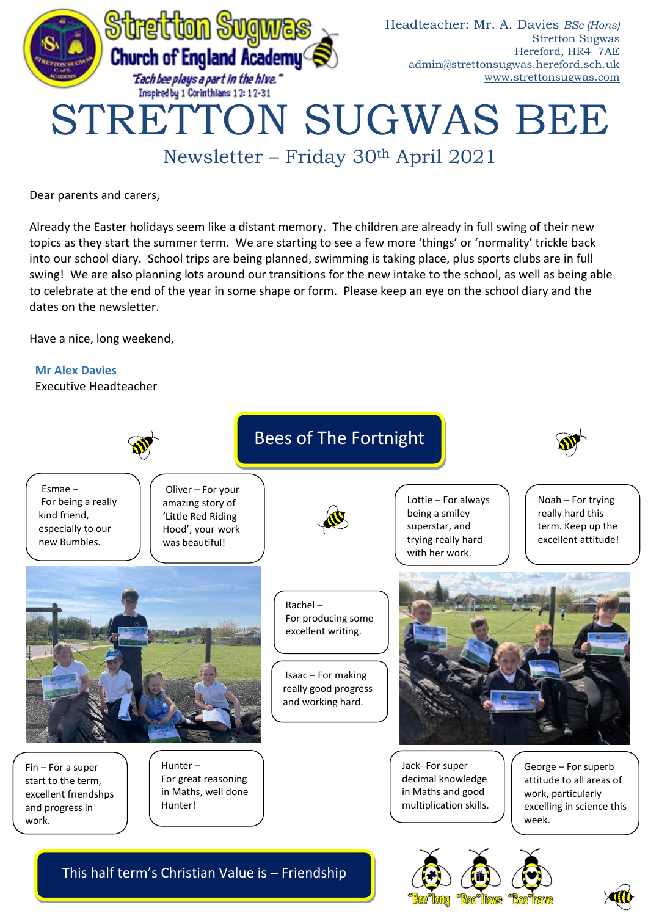# Stretton Sugwas Church of England Academy

*"Each bee plays a part in the hive."*
Inspired by 1 Corinthians 12: 12-31

Headteacher: Mr. A. Davies *BSc (Hons)*
Stretton Sugwas
Hereford, HR4 7AE
admin@strettonsugwas.hereford.sch.uk
www.strettonsugwas.com

# STRETTON SUGWAS BEE

## Newsletter – Friday 30th April 2021

Dear parents and carers,

Already the Easter holidays seem like a distant memory. The children are already in full swing of their new topics as they start the summer term. We are starting to see a few more 'things' or 'normality' trickle back into our school diary. School trips are being planned, swimming is taking place, plus sports clubs are in full swing! We are also planning lots around our transitions for the new intake to the school, as well as being able to celebrate at the end of the year in some shape or form. Please keep an eye on the school diary and the dates on the newsletter.

Have a nice, long weekend,

**Mr Alex Davies**
Executive Headteacher

## Bees of The Fortnight

Esmae – For being a really kind friend, especially to our new Bumbles.

Oliver – For your amazing story of 'Little Red Riding Hood', your work was beautiful!

Lottie – For always being a smiley superstar, and trying really hard with her work.

Noah – For trying really hard this term. Keep up the excellent attitude!

Rachel – For producing some excellent writing.

Isaac – For making really good progress and working hard.

Fin – For a super start to the term, excellent friendshps and progress in work.

Hunter – For great reasoning in Maths, well done Hunter!

Jack- For super decimal knowledge in Maths and good multiplication skills.

George – For superb attitude to all areas of work, particularly excelling in science this week.

## This half term's Christian Value is – Friendship

"Bee"long "Bee"lieve "Bee"have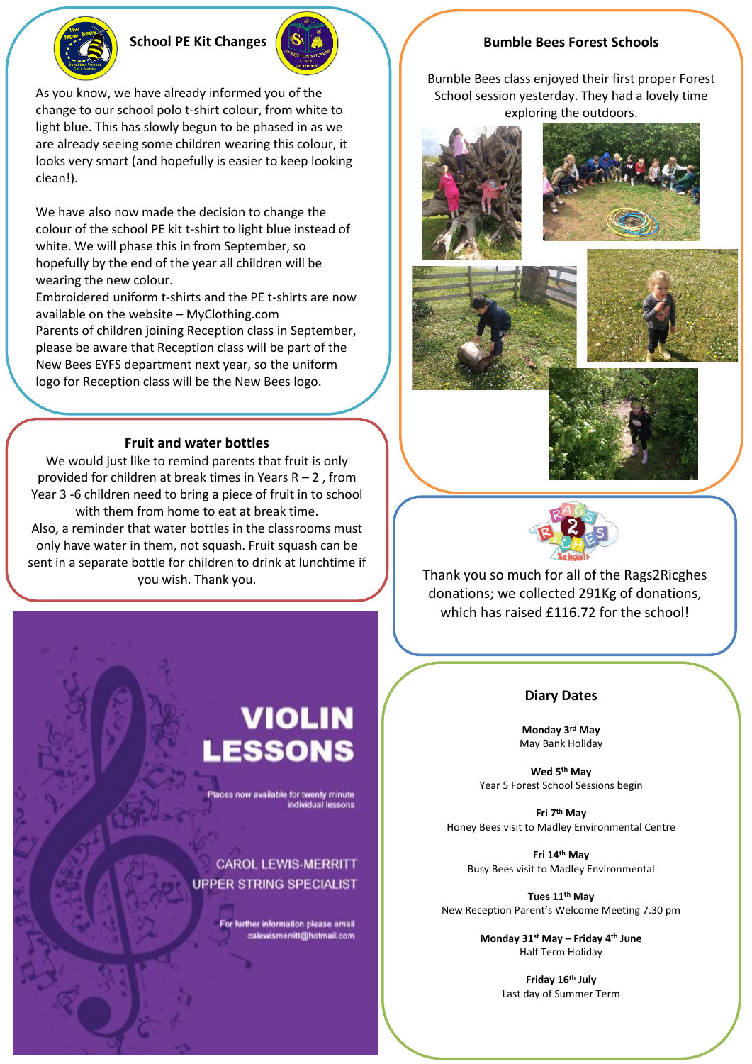## School PE Kit Changes

As you know, we have already informed you of the change to our school polo t-shirt colour, from white to light blue. This has slowly begun to be phased in as we are already seeing some children wearing this colour, it looks very smart (and hopefully is easier to keep looking clean!).

We have also now made the decision to change the colour of the school PE kit t-shirt to light blue instead of white. We will phase this in from September, so hopefully by the end of the year all children will be wearing the new colour.
Embroidered uniform t-shirts and the PE t-shirts are now available on the website – MyClothing.com
Parents of children joining Reception class in September, please be aware that Reception class will be part of the New Bees EYFS department next year, so the uniform logo for Reception class will be the New Bees logo.

## Bumble Bees Forest Schools

Bumble Bees class enjoyed their first proper Forest School session yesterday. They had a lovely time exploring the outdoors.

## Fruit and water bottles

We would just like to remind parents that fruit is only provided for children at break times in Years R – 2 , from Year 3 -6 children need to bring a piece of fruit in to school with them from home to eat at break time.
Also, a reminder that water bottles in the classrooms must only have water in them, not squash. Fruit squash can be sent in a separate bottle for children to drink at lunchtime if you wish. Thank you.

Thank you so much for all of the Rags2Ricghes donations; we collected 291Kg of donations, which has raised £116.72 for the school!

## VIOLIN LESSONS

Places now available for twenty minute individual lessons

CAROL LEWIS-MERRITT
UPPER STRING SPECIALIST

For further information please email calewismerritt@hotmail.com

## Diary Dates

**Monday 3rd May**
May Bank Holiday

**Wed 5th May**
Year 5 Forest School Sessions begin

**Fri 7th May**
Honey Bees visit to Madley Environmental Centre

**Fri 14th May**
Busy Bees visit to Madley Environmental

**Tues 11th May**
New Reception Parent's Welcome Meeting 7.30 pm

**Monday 31st May – Friday 4th June**
Half Term Holiday

**Friday 16th July**
Last day of Summer Term